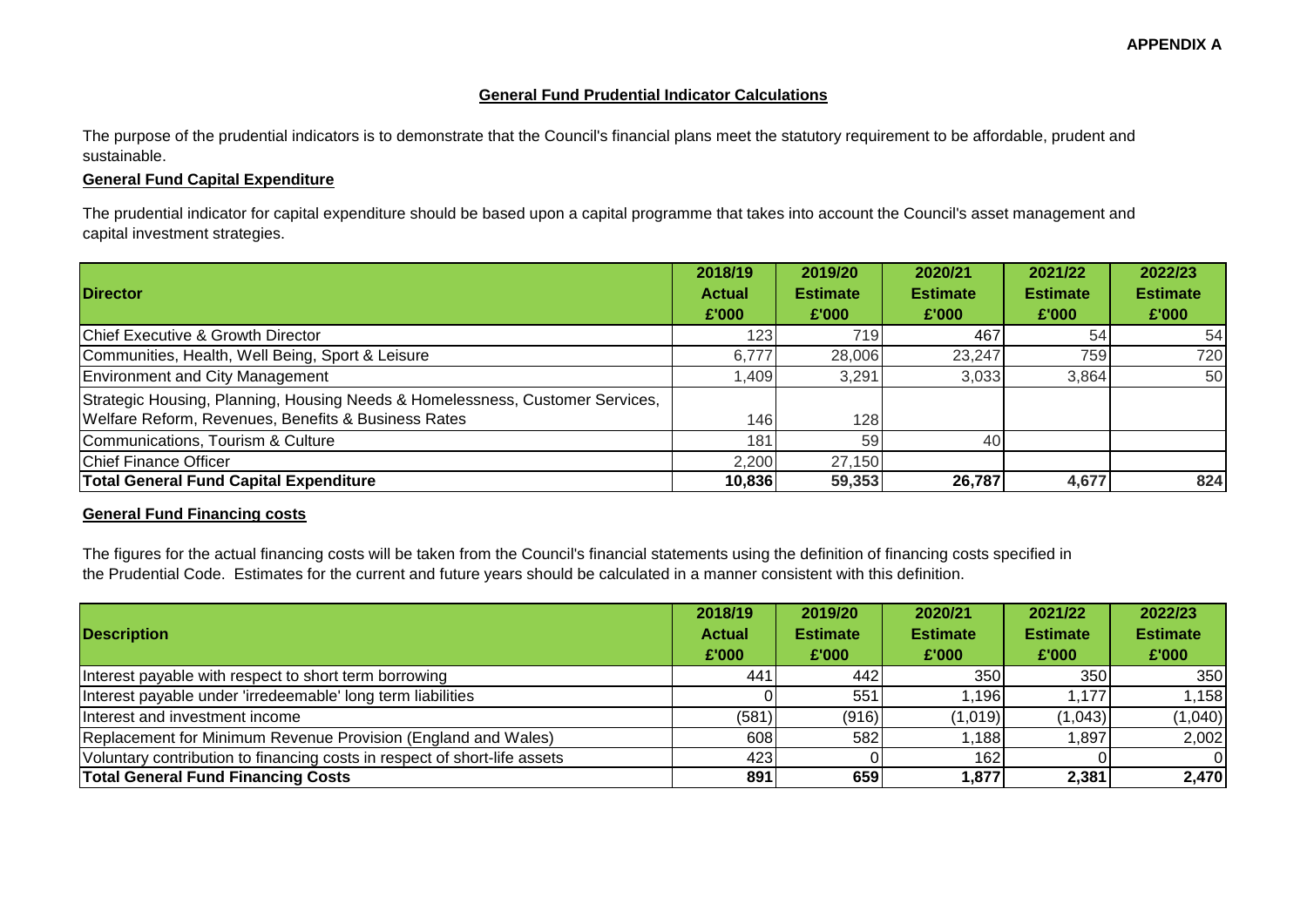**APPENDIX A**

## General Fund Prudential Indicator Calculations

The purpose of the prudential indicators is to demonstrate that the Council's financial plans meet the statutory requirement to be affordable, prudent and sustainable.

### General Fund Capital Expenditure

The prudential indicator for capital expenditure should be based upon a capital programme that takes into account the Council's asset management and capital investment strategies.

| Director | 2018/19 Actual £'000 | 2019/20 Estimate £'000 | 2020/21 Estimate £'000 | 2021/22 Estimate £'000 | 2022/23 Estimate £'000 |
|---|---|---|---|---|---|
| Chief Executive & Growth Director | 123 | 719 | 467 | 54 | 54 |
| Communities, Health, Well Being, Sport & Leisure | 6,777 | 28,006 | 23,247 | 759 | 720 |
| Environment and City Management | 1,409 | 3,291 | 3,033 | 3,864 | 50 |
| Strategic Housing, Planning, Housing Needs & Homelessness, Customer Services, Welfare Reform, Revenues, Benefits & Business Rates | 146 | 128 | | | |
| Communications, Tourism & Culture | 181 | 59 | 40 | | |
| Chief Finance Officer | 2,200 | 27,150 | | | |
| **Total General Fund Capital Expenditure** | **10,836** | **59,353** | **26,787** | **4,677** | **824** |

### General Fund Financing costs

The figures for the actual financing costs will be taken from the Council's financial statements using the definition of financing costs specified in the Prudential Code. Estimates for the current and future years should be calculated in a manner consistent with this definition.

| Description | 2018/19 Actual £'000 | 2019/20 Estimate £'000 | 2020/21 Estimate £'000 | 2021/22 Estimate £'000 | 2022/23 Estimate £'000 |
|---|---|---|---|---|---|
| Interest payable with respect to short term borrowing | 441 | 442 | 350 | 350 | 350 |
| Interest payable under 'irredeemable' long term liabilities | 0 | 551 | 1,196 | 1,177 | 1,158 |
| Interest and investment income | (581) | (916) | (1,019) | (1,043) | (1,040) |
| Replacement for Minimum Revenue Provision (England and Wales) | 608 | 582 | 1,188 | 1,897 | 2,002 |
| Voluntary contribution to financing costs in respect of short-life assets | 423 | 0 | 162 | 0 | 0 |
| **Total General Fund Financing Costs** | **891** | **659** | **1,877** | **2,381** | **2,470** |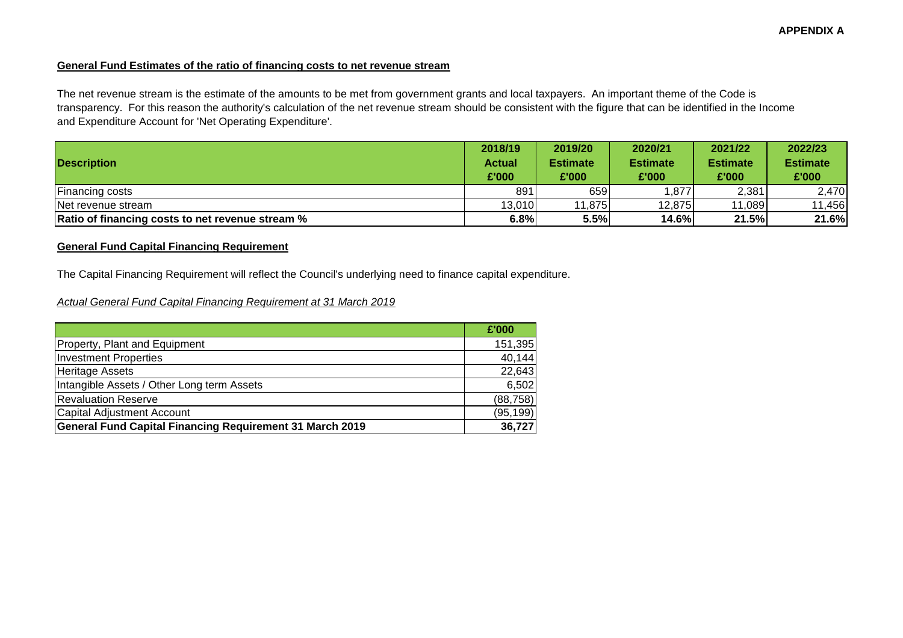**APPENDIX A**

## General Fund Estimates of the ratio of financing costs to net revenue stream

The net revenue stream is the estimate of the amounts to be met from government grants and local taxpayers. An important theme of the Code is transparency. For this reason the authority's calculation of the net revenue stream should be consistent with the figure that can be identified in the Income and Expenditure Account for 'Net Operating Expenditure'.

| Description | 2018/19 Actual £'000 | 2019/20 Estimate £'000 | 2020/21 Estimate £'000 | 2021/22 Estimate £'000 | 2022/23 Estimate £'000 |
|---|---|---|---|---|---|
| Financing costs | 891 | 659 | 1,877 | 2,381 | 2,470 |
| Net revenue stream | 13,010 | 11,875 | 12,875 | 11,089 | 11,456 |
| **Ratio of financing costs to net revenue stream %** | **6.8%** | **5.5%** | **14.6%** | **21.5%** | **21.6%** |

## General Fund Capital Financing Requirement

The Capital Financing Requirement will reflect the Council's underlying need to finance capital expenditure.

*Actual General Fund Capital Financing Requirement at 31 March 2019*

| | £'000 |
|---|---|
| Property, Plant and Equipment | 151,395 |
| Investment Properties | 40,144 |
| Heritage Assets | 22,643 |
| Intangible Assets / Other Long term Assets | 6,502 |
| Revaluation Reserve | (88,758) |
| Capital Adjustment Account | (95,199) |
| **General Fund Capital Financing Requirement 31 March 2019** | **36,727** |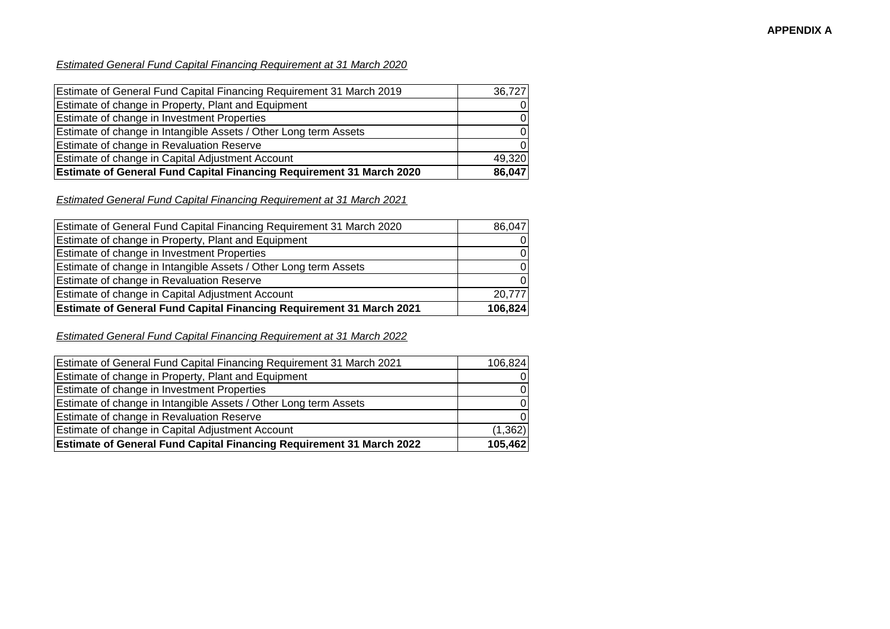**APPENDIX A**

*Estimated General Fund Capital Financing Requirement at 31 March 2020*

| | |
|---|---:|
| Estimate of General Fund Capital Financing Requirement 31 March 2019 | 36,727 |
| Estimate of change in Property, Plant and Equipment | 0 |
| Estimate of change in Investment Properties | 0 |
| Estimate of change in Intangible Assets / Other Long term Assets | 0 |
| Estimate of change in Revaluation Reserve | 0 |
| Estimate of change in Capital Adjustment Account | 49,320 |
| **Estimate of General Fund Capital Financing Requirement 31 March 2020** | **86,047** |

*Estimated General Fund Capital Financing Requirement at 31 March 2021*

| | |
|---|---:|
| Estimate of General Fund Capital Financing Requirement 31 March 2020 | 86,047 |
| Estimate of change in Property, Plant and Equipment | 0 |
| Estimate of change in Investment Properties | 0 |
| Estimate of change in Intangible Assets / Other Long term Assets | 0 |
| Estimate of change in Revaluation Reserve | 0 |
| Estimate of change in Capital Adjustment Account | 20,777 |
| **Estimate of General Fund Capital Financing Requirement 31 March 2021** | **106,824** |

*Estimated General Fund Capital Financing Requirement at 31 March 2022*

| | |
|---|---:|
| Estimate of General Fund Capital Financing Requirement 31 March 2021 | 106,824 |
| Estimate of change in Property, Plant and Equipment | 0 |
| Estimate of change in Investment Properties | 0 |
| Estimate of change in Intangible Assets / Other Long term Assets | 0 |
| Estimate of change in Revaluation Reserve | 0 |
| Estimate of change in Capital Adjustment Account | (1,362) |
| **Estimate of General Fund Capital Financing Requirement 31 March 2022** | **105,462** |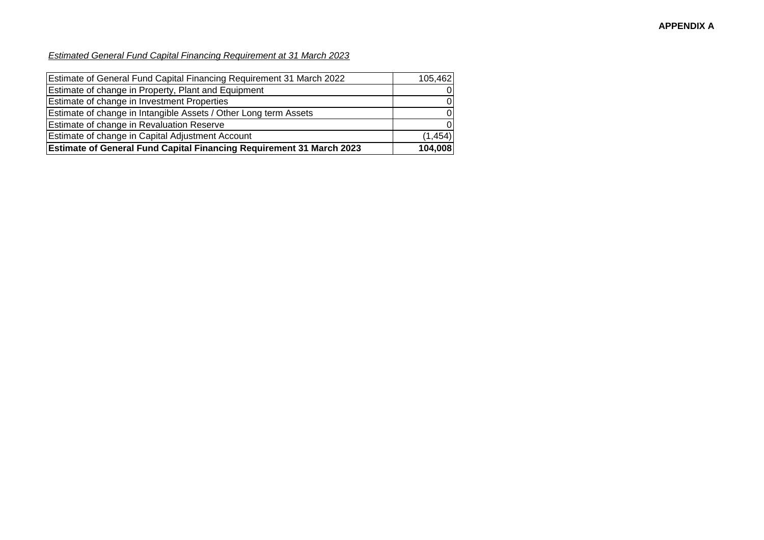**APPENDIX A**

*Estimated General Fund Capital Financing Requirement at 31 March 2023*

| | |
|---|---:|
| Estimate of General Fund Capital Financing Requirement 31 March 2022 | 105,462 |
| Estimate of change in Property, Plant and Equipment | 0 |
| Estimate of change in Investment Properties | 0 |
| Estimate of change in Intangible Assets / Other Long term Assets | 0 |
| Estimate of change in Revaluation Reserve | 0 |
| Estimate of change in Capital Adjustment Account | (1,454) |
| **Estimate of General Fund Capital Financing Requirement 31 March 2023** | **104,008** |